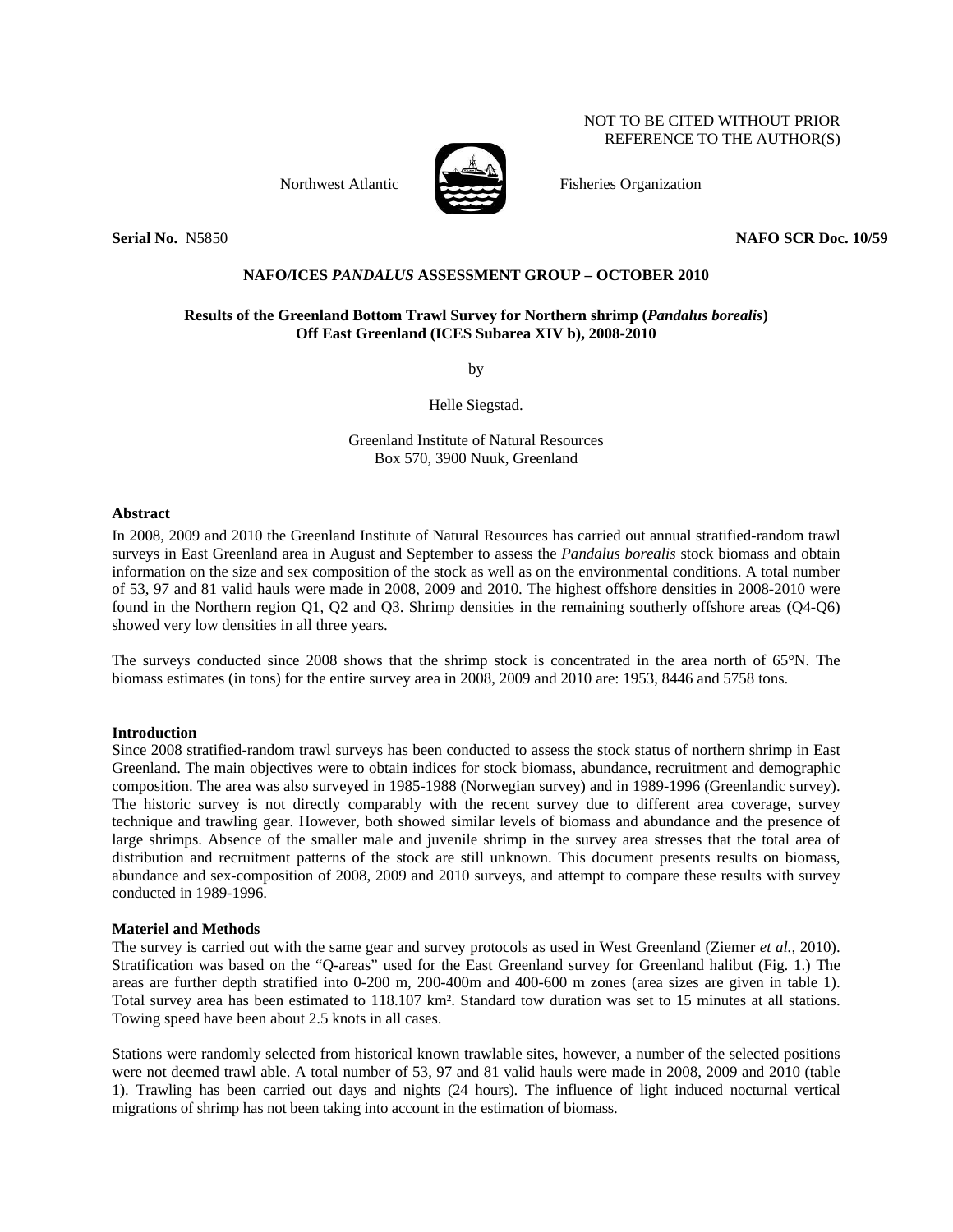NOT TO BE CITED WITHOUT PRIOR
REFERENCE TO THE AUTHOR(S)

Northwest Atlantic Fisheries Organization

**Serial No.** N5850 **NAFO SCR Doc. 10/59**

**NAFO/ICES *PANDALUS* ASSESSMENT GROUP – OCTOBER 2010**

**Results of the Greenland Bottom Trawl Survey for Northern shrimp (*Pandalus borealis*) Off East Greenland (ICES Subarea XIV b), 2008-2010**

by

Helle Siegstad.

Greenland Institute of Natural Resources
Box 570, 3900 Nuuk, Greenland

### Abstract

In 2008, 2009 and 2010 the Greenland Institute of Natural Resources has carried out annual stratified-random trawl surveys in East Greenland area in August and September to assess the *Pandalus borealis* stock biomass and obtain information on the size and sex composition of the stock as well as on the environmental conditions. A total number of 53, 97 and 81 valid hauls were made in 2008, 2009 and 2010. The highest offshore densities in 2008-2010 were found in the Northern region Q1, Q2 and Q3. Shrimp densities in the remaining southerly offshore areas (Q4-Q6) showed very low densities in all three years.

The surveys conducted since 2008 shows that the shrimp stock is concentrated in the area north of 65°N. The biomass estimates (in tons) for the entire survey area in 2008, 2009 and 2010 are: 1953, 8446 and 5758 tons.

### Introduction

Since 2008 stratified-random trawl surveys has been conducted to assess the stock status of northern shrimp in East Greenland. The main objectives were to obtain indices for stock biomass, abundance, recruitment and demographic composition. The area was also surveyed in 1985-1988 (Norwegian survey) and in 1989-1996 (Greenlandic survey). The historic survey is not directly comparably with the recent survey due to different area coverage, survey technique and trawling gear. However, both showed similar levels of biomass and abundance and the presence of large shrimps. Absence of the smaller male and juvenile shrimp in the survey area stresses that the total area of distribution and recruitment patterns of the stock are still unknown. This document presents results on biomass, abundance and sex-composition of 2008, 2009 and 2010 surveys, and attempt to compare these results with survey conducted in 1989-1996.

### Materiel and Methods

The survey is carried out with the same gear and survey protocols as used in West Greenland (Ziemer *et al.*, 2010). Stratification was based on the "Q-areas" used for the East Greenland survey for Greenland halibut (Fig. 1.) The areas are further depth stratified into 0-200 m, 200-400m and 400-600 m zones (area sizes are given in table 1). Total survey area has been estimated to 118.107 km². Standard tow duration was set to 15 minutes at all stations. Towing speed have been about 2.5 knots in all cases.

Stations were randomly selected from historical known trawlable sites, however, a number of the selected positions were not deemed trawl able. A total number of 53, 97 and 81 valid hauls were made in 2008, 2009 and 2010 (table 1). Trawling has been carried out days and nights (24 hours). The influence of light induced nocturnal vertical migrations of shrimp has not been taking into account in the estimation of biomass.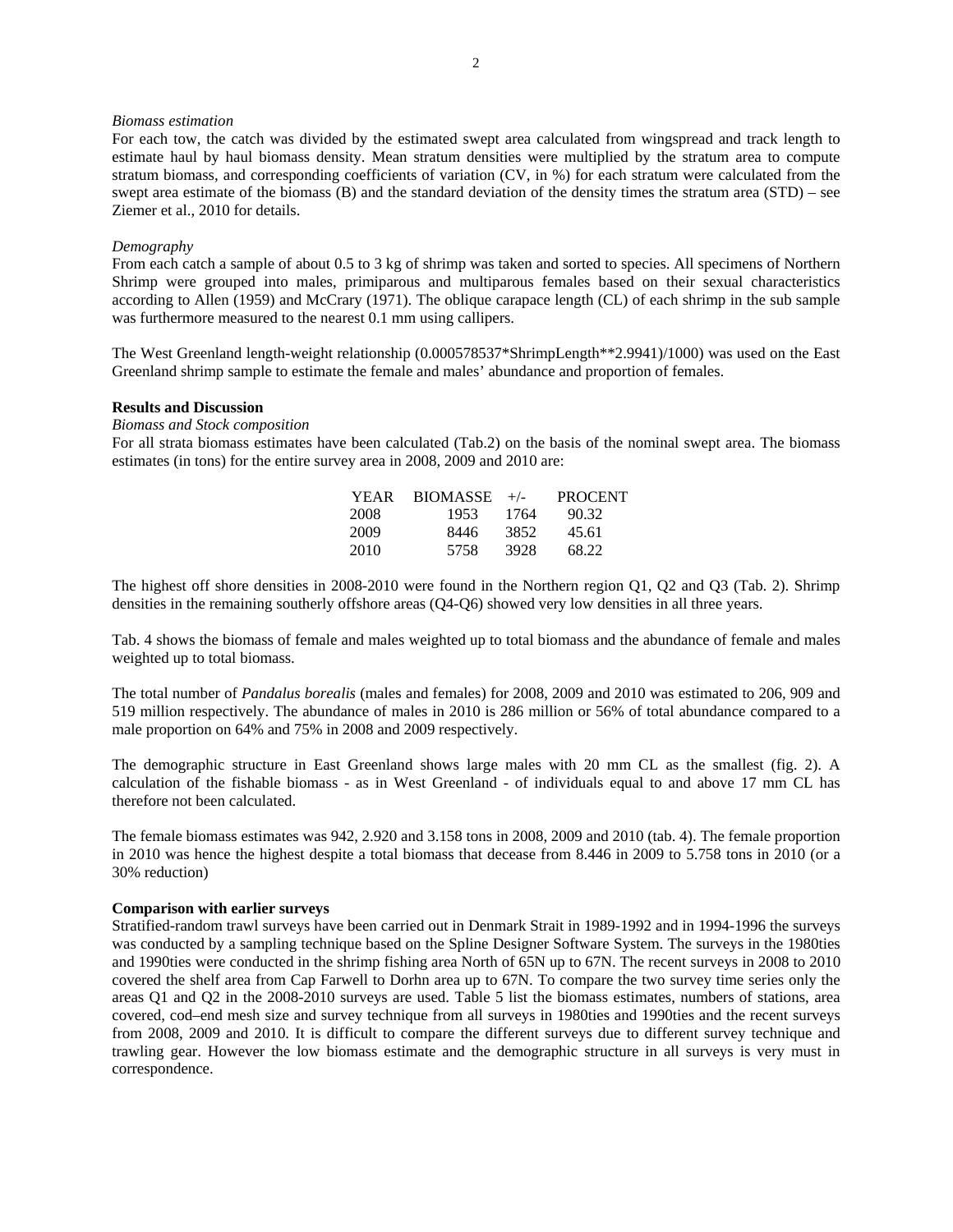*Biomass estimation*

For each tow, the catch was divided by the estimated swept area calculated from wingspread and track length to estimate haul by haul biomass density. Mean stratum densities were multiplied by the stratum area to compute stratum biomass, and corresponding coefficients of variation (CV, in %) for each stratum were calculated from the swept area estimate of the biomass (B) and the standard deviation of the density times the stratum area (STD) – see Ziemer et al., 2010 for details.

*Demography*

From each catch a sample of about 0.5 to 3 kg of shrimp was taken and sorted to species. All specimens of Northern Shrimp were grouped into males, primiparous and multiparous females based on their sexual characteristics according to Allen (1959) and McCrary (1971). The oblique carapace length (CL) of each shrimp in the sub sample was furthermore measured to the nearest 0.1 mm using callipers.

The West Greenland length-weight relationship (0.000578537*ShrimpLength**2.9941)/1000) was used on the East Greenland shrimp sample to estimate the female and males' abundance and proportion of females.

**Results and Discussion**

*Biomass and Stock composition*

For all strata biomass estimates have been calculated (Tab.2) on the basis of the nominal swept area. The biomass estimates (in tons) for the entire survey area in 2008, 2009 and 2010 are:

| YEAR | BIOMASSE | +/- | PROCENT |
|---|---|---|---|
| 2008 | 1953 | 1764 | 90.32 |
| 2009 | 8446 | 3852 | 45.61 |
| 2010 | 5758 | 3928 | 68.22 |

The highest off shore densities in 2008-2010 were found in the Northern region Q1, Q2 and Q3 (Tab. 2). Shrimp densities in the remaining southerly offshore areas (Q4-Q6) showed very low densities in all three years.

Tab. 4 shows the biomass of female and males weighted up to total biomass and the abundance of female and males weighted up to total biomass.

The total number of *Pandalus borealis* (males and females) for 2008, 2009 and 2010 was estimated to 206, 909 and 519 million respectively. The abundance of males in 2010 is 286 million or 56% of total abundance compared to a male proportion on 64% and 75% in 2008 and 2009 respectively.

The demographic structure in East Greenland shows large males with 20 mm CL as the smallest (fig. 2). A calculation of the fishable biomass - as in West Greenland - of individuals equal to and above 17 mm CL has therefore not been calculated.

The female biomass estimates was 942, 2.920 and 3.158 tons in 2008, 2009 and 2010 (tab. 4). The female proportion in 2010 was hence the highest despite a total biomass that decease from 8.446 in 2009 to 5.758 tons in 2010 (or a 30% reduction)

**Comparison with earlier surveys**

Stratified-random trawl surveys have been carried out in Denmark Strait in 1989-1992 and in 1994-1996 the surveys was conducted by a sampling technique based on the Spline Designer Software System. The surveys in the 1980ties and 1990ties were conducted in the shrimp fishing area North of 65N up to 67N. The recent surveys in 2008 to 2010 covered the shelf area from Cap Farwell to Dorhn area up to 67N. To compare the two survey time series only the areas Q1 and Q2 in the 2008-2010 surveys are used. Table 5 list the biomass estimates, numbers of stations, area covered, cod–end mesh size and survey technique from all surveys in 1980ties and 1990ties and the recent surveys from 2008, 2009 and 2010. It is difficult to compare the different surveys due to different survey technique and trawling gear. However the low biomass estimate and the demographic structure in all surveys is very must in correspondence.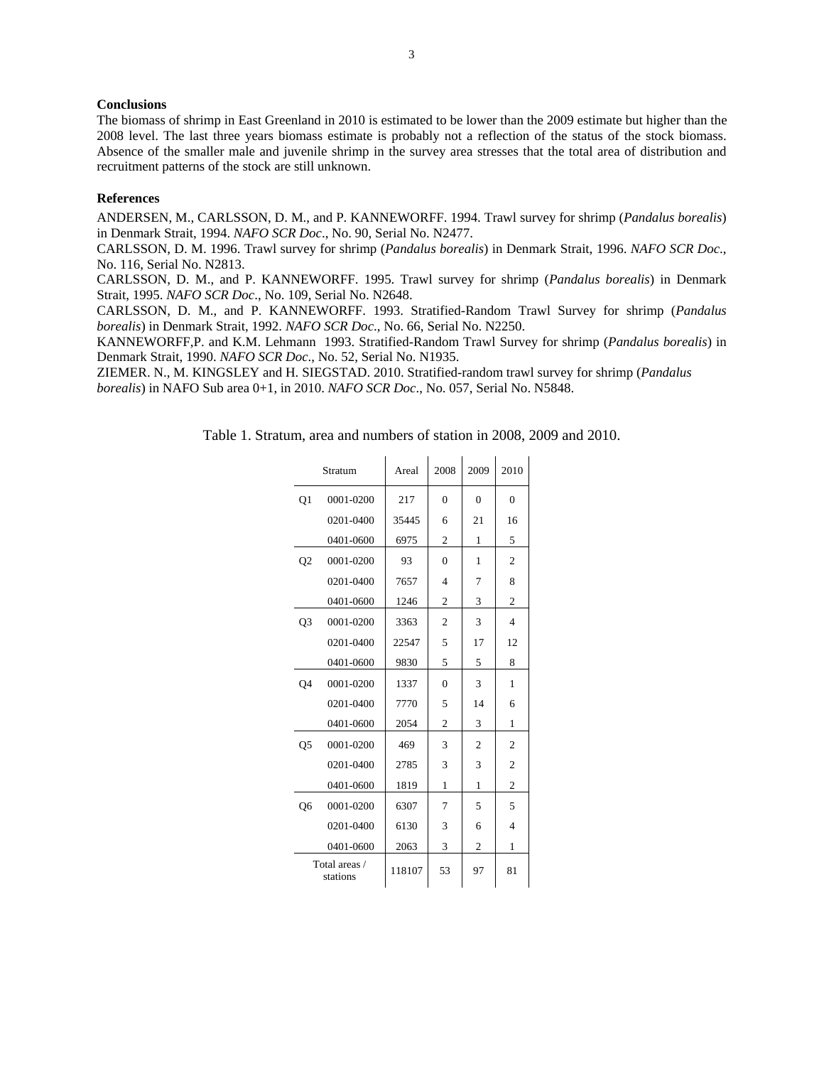## Conclusions

The biomass of shrimp in East Greenland in 2010 is estimated to be lower than the 2009 estimate but higher than the 2008 level. The last three years biomass estimate is probably not a reflection of the status of the stock biomass. Absence of the smaller male and juvenile shrimp in the survey area stresses that the total area of distribution and recruitment patterns of the stock are still unknown.

## References

ANDERSEN, M., CARLSSON, D. M., and P. KANNEWORFF. 1994. Trawl survey for shrimp (*Pandalus borealis*) in Denmark Strait, 1994. *NAFO SCR Doc*., No. 90, Serial No. N2477.

CARLSSON, D. M. 1996. Trawl survey for shrimp (*Pandalus borealis*) in Denmark Strait, 1996. *NAFO SCR Doc*., No. 116, Serial No. N2813.

CARLSSON, D. M., and P. KANNEWORFF. 1995. Trawl survey for shrimp (*Pandalus borealis*) in Denmark Strait, 1995. *NAFO SCR Doc*., No. 109, Serial No. N2648.

CARLSSON, D. M., and P. KANNEWORFF. 1993. Stratified-Random Trawl Survey for shrimp (*Pandalus borealis*) in Denmark Strait, 1992. *NAFO SCR Doc*., No. 66, Serial No. N2250.

KANNEWORFF,P. and K.M. Lehmann 1993. Stratified-Random Trawl Survey for shrimp (*Pandalus borealis*) in Denmark Strait, 1990. *NAFO SCR Doc*., No. 52, Serial No. N1935.

ZIEMER. N., M. KINGSLEY and H. SIEGSTAD. 2010. Stratified-random trawl survey for shrimp (*Pandalus borealis*) in NAFO Sub area 0+1, in 2010. *NAFO SCR Doc*., No. 057, Serial No. N5848.

Table 1. Stratum, area and numbers of station in 2008, 2009 and 2010.

| Stratum | | Areal | 2008 | 2009 | 2010 |
|---|---|---|---|---|---|
| Q1 | 0001-0200 | 217 | 0 | 0 | 0 |
| | 0201-0400 | 35445 | 6 | 21 | 16 |
| | 0401-0600 | 6975 | 2 | 1 | 5 |
| Q2 | 0001-0200 | 93 | 0 | 1 | 2 |
| | 0201-0400 | 7657 | 4 | 7 | 8 |
| | 0401-0600 | 1246 | 2 | 3 | 2 |
| Q3 | 0001-0200 | 3363 | 2 | 3 | 4 |
| | 0201-0400 | 22547 | 5 | 17 | 12 |
| | 0401-0600 | 9830 | 5 | 5 | 8 |
| Q4 | 0001-0200 | 1337 | 0 | 3 | 1 |
| | 0201-0400 | 7770 | 5 | 14 | 6 |
| | 0401-0600 | 2054 | 2 | 3 | 1 |
| Q5 | 0001-0200 | 469 | 3 | 2 | 2 |
| | 0201-0400 | 2785 | 3 | 3 | 2 |
| | 0401-0600 | 1819 | 1 | 1 | 2 |
| Q6 | 0001-0200 | 6307 | 7 | 5 | 5 |
| | 0201-0400 | 6130 | 3 | 6 | 4 |
| | 0401-0600 | 2063 | 3 | 2 | 1 |
| Total areas / stations | | 118107 | 53 | 97 | 81 |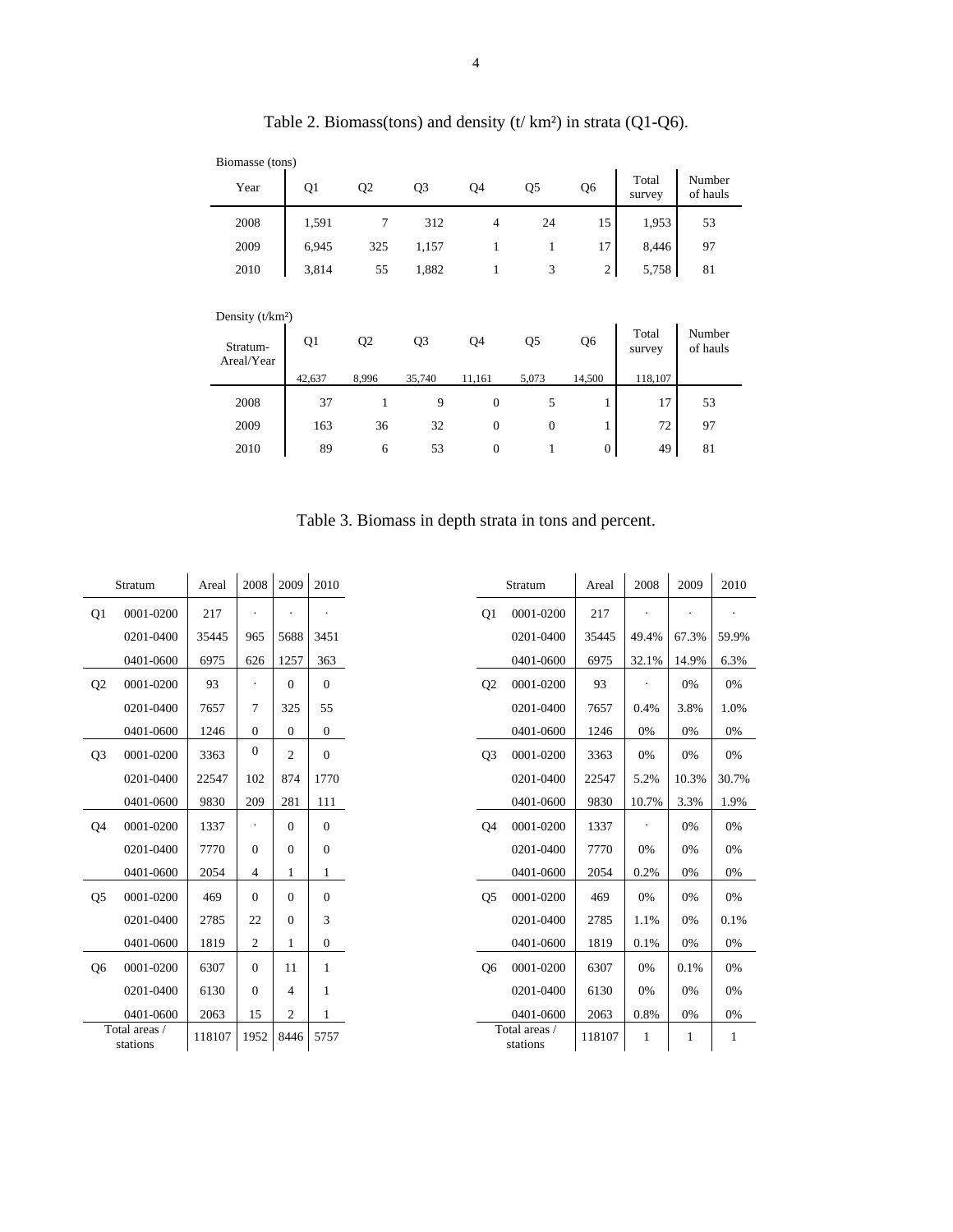Table 2. Biomass(tons) and density (t/ km²) in strata (Q1-Q6).

Biomasse (tons)

| Year | Q1 | Q2 | Q3 | Q4 | Q5 | Q6 | Total survey | Number of hauls |
|---|---|---|---|---|---|---|---|---|
| 2008 | 1,591 | 7 | 312 | 4 | 24 | 15 | 1,953 | 53 |
| 2009 | 6,945 | 325 | 1,157 | 1 | 1 | 17 | 8,446 | 97 |
| 2010 | 3,814 | 55 | 1,882 | 1 | 3 | 2 | 5,758 | 81 |

Density (t/km²)

| Stratum-Areal/Year | Q1 | Q2 | Q3 | Q4 | Q5 | Q6 | Total survey | Number of hauls |
|---|---|---|---|---|---|---|---|---|
| | 42,637 | 8,996 | 35,740 | 11,161 | 5,073 | 14,500 | 118,107 | |
| 2008 | 37 | 1 | 9 | 0 | 5 | 1 | 17 | 53 |
| 2009 | 163 | 36 | 32 | 0 | 0 | 1 | 72 | 97 |
| 2010 | 89 | 6 | 53 | 0 | 1 | 0 | 49 | 81 |

Table 3. Biomass in depth strata in tons and percent.

| | Stratum | Areal | 2008 | 2009 | 2010 |
|---|---|---|---|---|---|
| Q1 | 0001-0200 | 217 | . | . | . |
| | 0201-0400 | 35445 | 965 | 5688 | 3451 |
| | 0401-0600 | 6975 | 626 | 1257 | 363 |
| Q2 | 0001-0200 | 93 | . | 0 | 0 |
| | 0201-0400 | 7657 | 7 | 325 | 55 |
| | 0401-0600 | 1246 | 0 | 0 | 0 |
| Q3 | 0001-0200 | 3363 | 0 | 2 | 0 |
| | 0201-0400 | 22547 | 102 | 874 | 1770 |
| | 0401-0600 | 9830 | 209 | 281 | 111 |
| Q4 | 0001-0200 | 1337 | . | 0 | 0 |
| | 0201-0400 | 7770 | 0 | 0 | 0 |
| | 0401-0600 | 2054 | 4 | 1 | 1 |
| Q5 | 0001-0200 | 469 | 0 | 0 | 0 |
| | 0201-0400 | 2785 | 22 | 0 | 3 |
| | 0401-0600 | 1819 | 2 | 1 | 0 |
| Q6 | 0001-0200 | 6307 | 0 | 11 | 1 |
| | 0201-0400 | 6130 | 0 | 4 | 1 |
| | 0401-0600 | 2063 | 15 | 2 | 1 |
| Total areas / stations | | 118107 | 1952 | 8446 | 5757 |

| | Stratum | Areal | 2008 | 2009 | 2010 |
|---|---|---|---|---|---|
| Q1 | 0001-0200 | 217 | . | . | . |
| | 0201-0400 | 35445 | 49.4% | 67.3% | 59.9% |
| | 0401-0600 | 6975 | 32.1% | 14.9% | 6.3% |
| Q2 | 0001-0200 | 93 | . | 0% | 0% |
| | 0201-0400 | 7657 | 0.4% | 3.8% | 1.0% |
| | 0401-0600 | 1246 | 0% | 0% | 0% |
| Q3 | 0001-0200 | 3363 | 0% | 0% | 0% |
| | 0201-0400 | 22547 | 5.2% | 10.3% | 30.7% |
| | 0401-0600 | 9830 | 10.7% | 3.3% | 1.9% |
| Q4 | 0001-0200 | 1337 | . | 0% | 0% |
| | 0201-0400 | 7770 | 0% | 0% | 0% |
| | 0401-0600 | 2054 | 0.2% | 0% | 0% |
| Q5 | 0001-0200 | 469 | 0% | 0% | 0% |
| | 0201-0400 | 2785 | 1.1% | 0% | 0.1% |
| | 0401-0600 | 1819 | 0.1% | 0% | 0% |
| Q6 | 0001-0200 | 6307 | 0% | 0.1% | 0% |
| | 0201-0400 | 6130 | 0% | 0% | 0% |
| | 0401-0600 | 2063 | 0.8% | 0% | 0% |
| Total areas / stations | | 118107 | 1 | 1 | 1 |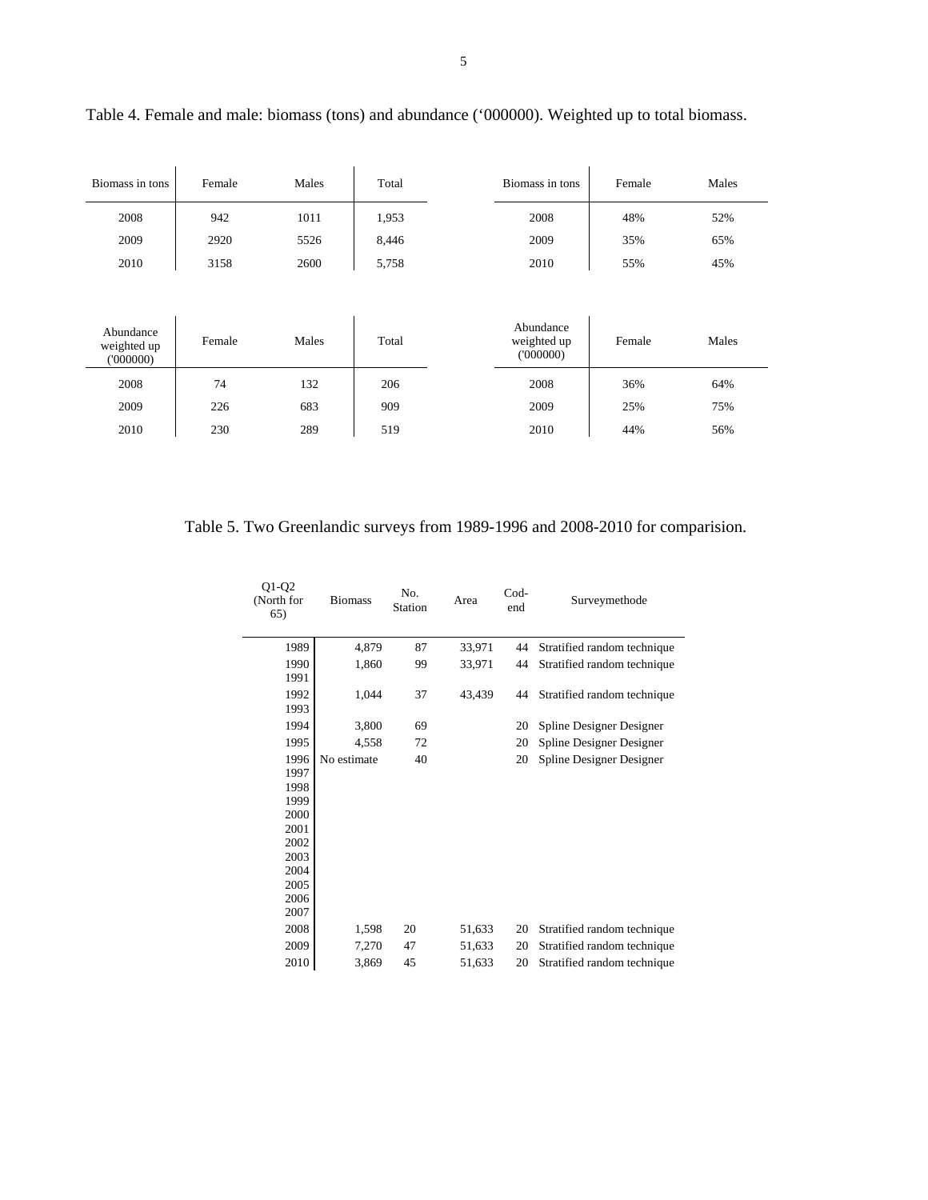Table 4. Female and male: biomass (tons) and abundance (‘000000). Weighted up to total biomass.

| Biomass in tons | Female | Males | Total |
|---|---|---|---|
| 2008 | 942 | 1011 | 1,953 |
| 2009 | 2920 | 5526 | 8,446 |
| 2010 | 3158 | 2600 | 5,758 |

| Biomass in tons | Female | Males |
|---|---|---|
| 2008 | 48% | 52% |
| 2009 | 35% | 65% |
| 2010 | 55% | 45% |

| Abundance weighted up ('000000) | Female | Males | Total |
|---|---|---|---|
| 2008 | 74 | 132 | 206 |
| 2009 | 226 | 683 | 909 |
| 2010 | 230 | 289 | 519 |

| Abundance weighted up ('000000) | Female | Males |
|---|---|---|
| 2008 | 36% | 64% |
| 2009 | 25% | 75% |
| 2010 | 44% | 56% |

Table 5. Two Greenlandic surveys from 1989-1996 and 2008-2010 for comparision.

| Q1-Q2 (North for 65) | Biomass | No. Station | Area | Cod-end | Surveymethode |
|---|---|---|---|---|---|
| 1989 | 4,879 | 87 | 33,971 | 44 | Stratified random technique |
| 1990 | 1,860 | 99 | 33,971 | 44 | Stratified random technique |
| 1991 | | | | | |
| 1992 | 1,044 | 37 | 43,439 | 44 | Stratified random technique |
| 1993 | | | | | |
| 1994 | 3,800 | 69 | | 20 | Spline Designer Designer |
| 1995 | 4,558 | 72 | | 20 | Spline Designer Designer |
| 1996 | No estimate | 40 | | 20 | Spline Designer Designer |
| 1997 | | | | | |
| 1998 | | | | | |
| 1999 | | | | | |
| 2000 | | | | | |
| 2001 | | | | | |
| 2002 | | | | | |
| 2003 | | | | | |
| 2004 | | | | | |
| 2005 | | | | | |
| 2006 | | | | | |
| 2007 | | | | | |
| 2008 | 1,598 | 20 | 51,633 | 20 | Stratified random technique |
| 2009 | 7,270 | 47 | 51,633 | 20 | Stratified random technique |
| 2010 | 3,869 | 45 | 51,633 | 20 | Stratified random technique |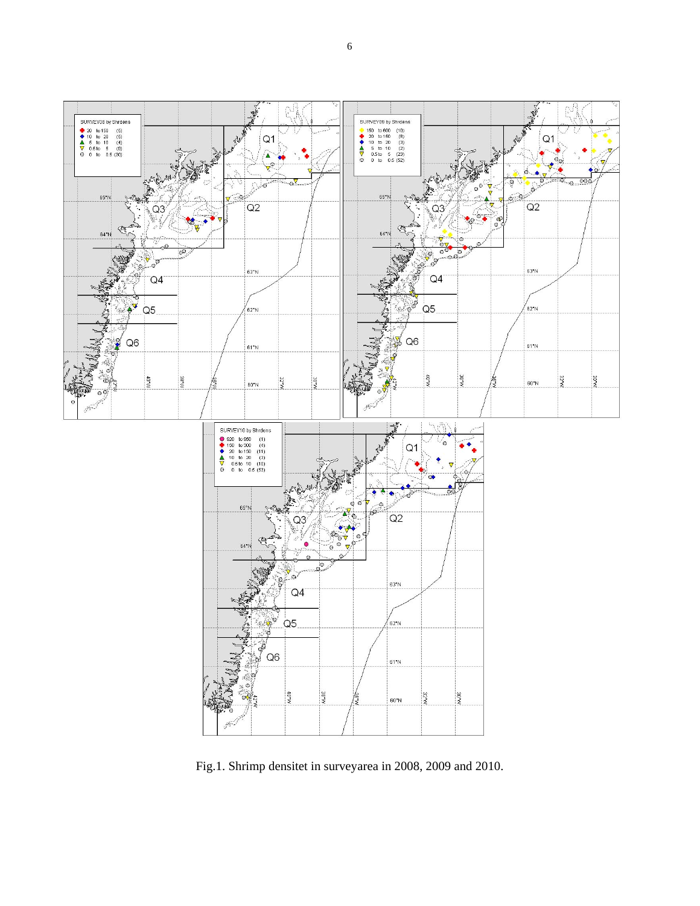Fig.1. Shrimp densitet in surveyarea in 2008, 2009 and 2010.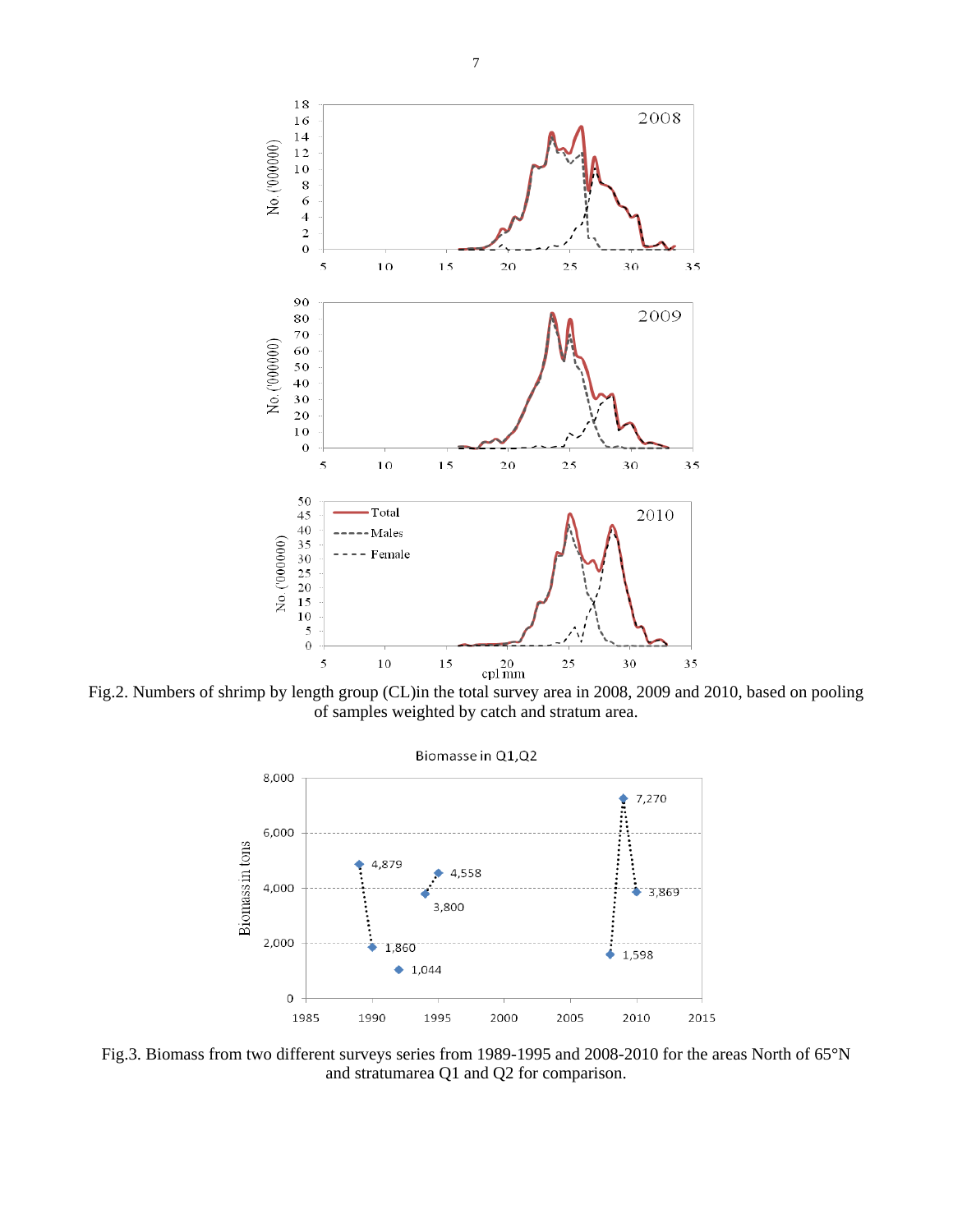Fig.2. Numbers of shrimp by length group (CL)in the total survey area in 2008, 2009 and 2010, based on pooling of samples weighted by catch and stratum area.

Fig.3. Biomass from two different surveys series from 1989-1995 and 2008-2010 for the areas North of 65°N and stratumarea Q1 and Q2 for comparison.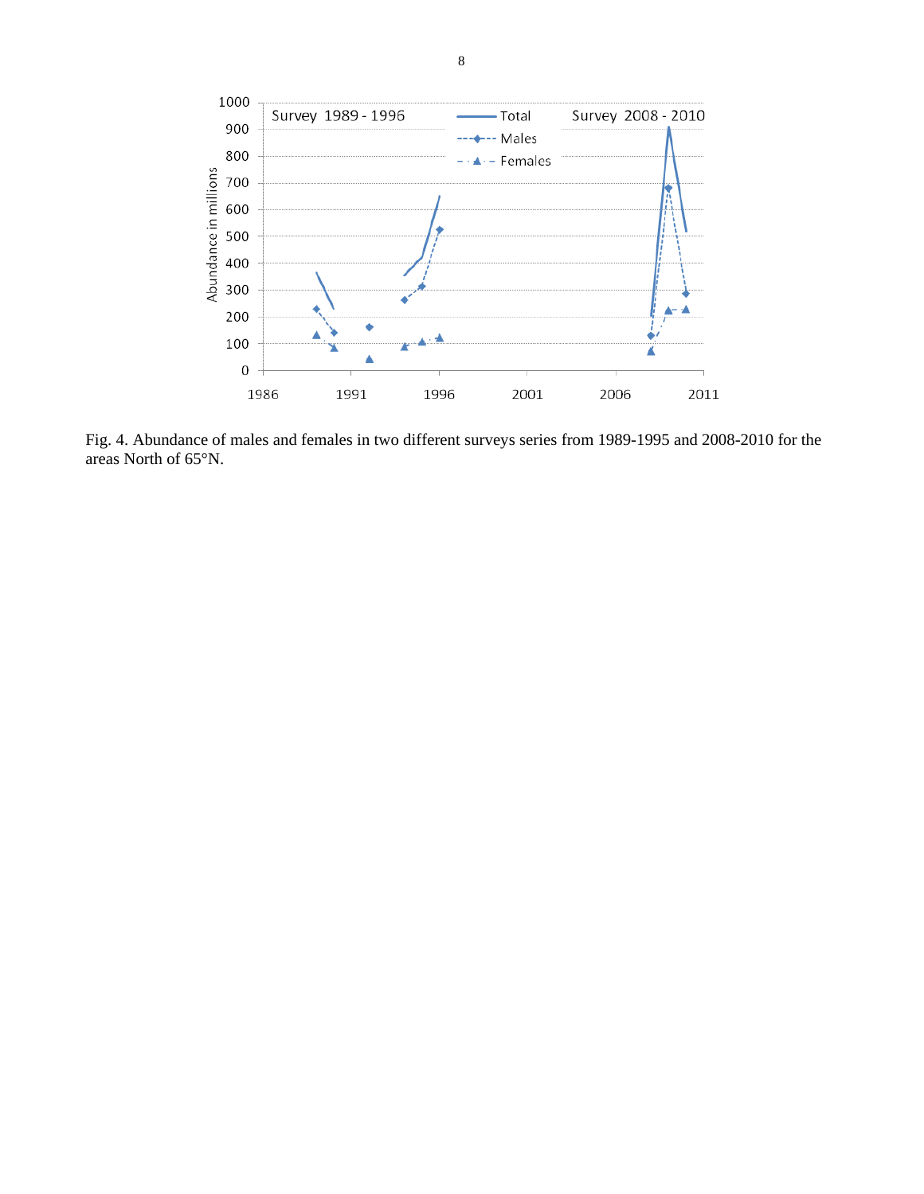Fig. 4. Abundance of males and females in two different surveys series from 1989-1995 and 2008-2010 for the areas North of 65°N.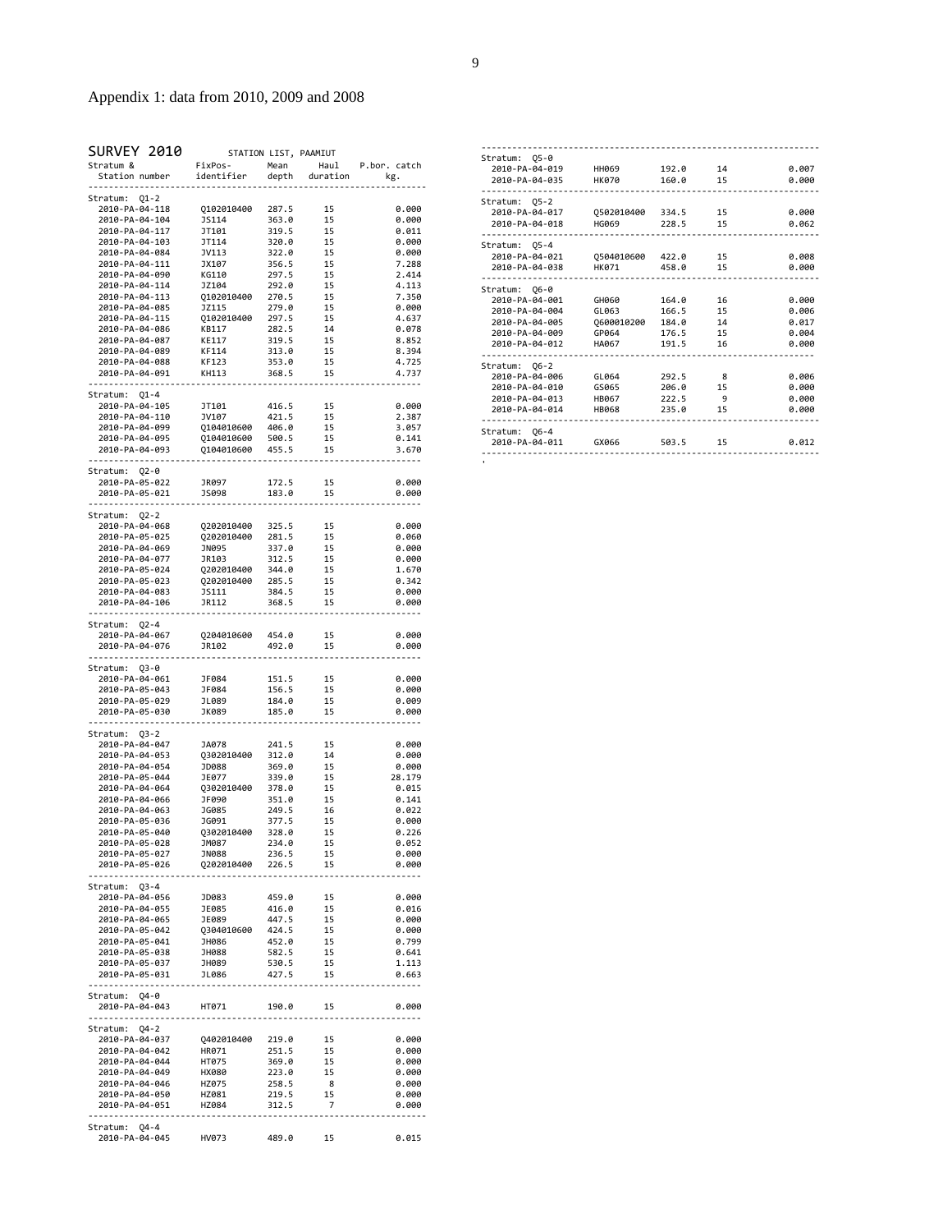# Appendix 1: data from 2010, 2009 and 2008

**SURVEY 2010** STATION LIST, PAAMIUT

| Stratum & Station number | FixPos- identifier | Mean depth | Haul duration | P.bor. catch kg. |
|---|---|---|---|---|
| **Stratum: Q1-2** | | | | |
| 2010-PA-04-118 | Q102010400 | 287.5 | 15 | 0.000 |
| 2010-PA-04-104 | JS114 | 363.0 | 15 | 0.000 |
| 2010-PA-04-117 | JT101 | 319.5 | 15 | 0.011 |
| 2010-PA-04-103 | JT114 | 320.0 | 15 | 0.000 |
| 2010-PA-04-084 | JV113 | 322.0 | 15 | 0.000 |
| 2010-PA-04-111 | JX107 | 356.5 | 15 | 7.288 |
| 2010-PA-04-090 | KG110 | 297.5 | 15 | 2.414 |
| 2010-PA-04-114 | JZ104 | 292.0 | 15 | 4.113 |
| 2010-PA-04-113 | Q102010400 | 270.5 | 15 | 7.350 |
| 2010-PA-04-085 | JZ115 | 279.0 | 15 | 0.000 |
| 2010-PA-04-115 | Q102010400 | 297.5 | 15 | 4.637 |
| 2010-PA-04-086 | KB117 | 282.5 | 14 | 0.078 |
| 2010-PA-04-087 | KE117 | 319.5 | 15 | 8.852 |
| 2010-PA-04-089 | KF114 | 313.0 | 15 | 8.394 |
| 2010-PA-04-088 | KF123 | 353.0 | 15 | 4.725 |
| 2010-PA-04-091 | KH113 | 368.5 | 15 | 4.737 |
| **Stratum: Q1-4** | | | | |
| 2010-PA-04-105 | JT101 | 416.5 | 15 | 0.000 |
| 2010-PA-04-110 | JV107 | 421.5 | 15 | 2.387 |
| 2010-PA-04-099 | Q104010600 | 406.0 | 15 | 3.057 |
| 2010-PA-04-095 | Q104010600 | 500.5 | 15 | 0.141 |
| 2010-PA-04-093 | Q104010600 | 455.5 | 15 | 3.670 |
| **Stratum: Q2-0** | | | | |
| 2010-PA-05-022 | JR097 | 172.5 | 15 | 0.000 |
| 2010-PA-05-021 | JS098 | 183.0 | 15 | 0.000 |
| **Stratum: Q2-2** | | | | |
| 2010-PA-04-068 | Q202010400 | 325.5 | 15 | 0.000 |
| 2010-PA-05-025 | Q202010400 | 281.5 | 15 | 0.060 |
| 2010-PA-04-069 | JN095 | 337.0 | 15 | 0.000 |
| 2010-PA-04-077 | JR103 | 312.5 | 15 | 0.000 |
| 2010-PA-05-024 | Q202010400 | 344.0 | 15 | 1.670 |
| 2010-PA-05-023 | Q202010400 | 285.5 | 15 | 0.342 |
| 2010-PA-04-083 | JS111 | 384.5 | 15 | 0.000 |
| 2010-PA-04-106 | JR112 | 368.5 | 15 | 0.000 |
| **Stratum: Q2-4** | | | | |
| 2010-PA-04-067 | Q204010600 | 454.0 | 15 | 0.000 |
| 2010-PA-04-076 | JR102 | 492.0 | 15 | 0.000 |
| **Stratum: Q3-0** | | | | |
| 2010-PA-04-061 | JF084 | 151.5 | 15 | 0.000 |
| 2010-PA-05-043 | JF084 | 156.5 | 15 | 0.000 |
| 2010-PA-05-029 | JL089 | 184.0 | 15 | 0.009 |
| 2010-PA-05-030 | JK089 | 185.0 | 15 | 0.000 |
| **Stratum: Q3-2** | | | | |
| 2010-PA-04-047 | JA078 | 241.5 | 15 | 0.000 |
| 2010-PA-04-053 | Q302010400 | 312.0 | 14 | 0.000 |
| 2010-PA-04-054 | JD088 | 369.0 | 15 | 0.000 |
| 2010-PA-05-044 | JE077 | 339.0 | 15 | 28.179 |
| 2010-PA-04-064 | Q302010400 | 378.0 | 15 | 0.015 |
| 2010-PA-04-066 | JF090 | 351.0 | 15 | 0.141 |
| 2010-PA-04-063 | JG085 | 249.5 | 16 | 0.022 |
| 2010-PA-05-036 | JG091 | 377.5 | 15 | 0.000 |
| 2010-PA-05-040 | Q302010400 | 328.0 | 15 | 0.226 |
| 2010-PA-05-028 | JM087 | 234.0 | 15 | 0.052 |
| 2010-PA-05-027 | JN088 | 236.5 | 15 | 0.000 |
| 2010-PA-05-026 | Q202010400 | 226.5 | 15 | 0.000 |
| **Stratum: Q3-4** | | | | |
| 2010-PA-04-056 | JD083 | 459.0 | 15 | 0.000 |
| 2010-PA-04-055 | JE085 | 416.0 | 15 | 0.016 |
| 2010-PA-04-065 | JE089 | 447.5 | 15 | 0.000 |
| 2010-PA-05-042 | Q304010600 | 424.5 | 15 | 0.000 |
| 2010-PA-05-041 | JH086 | 452.0 | 15 | 0.799 |
| 2010-PA-05-038 | JH088 | 582.5 | 15 | 0.641 |
| 2010-PA-05-037 | JH089 | 530.5 | 15 | 1.113 |
| 2010-PA-05-031 | JL086 | 427.5 | 15 | 0.663 |
| **Stratum: Q4-0** | | | | |
| 2010-PA-04-043 | HT071 | 190.0 | 15 | 0.000 |
| **Stratum: Q4-2** | | | | |
| 2010-PA-04-037 | Q402010400 | 219.0 | 15 | 0.000 |
| 2010-PA-04-042 | HR071 | 251.5 | 15 | 0.000 |
| 2010-PA-04-044 | HT075 | 369.0 | 15 | 0.000 |
| 2010-PA-04-049 | HX080 | 223.0 | 15 | 0.000 |
| 2010-PA-04-046 | HZ075 | 258.5 | 8 | 0.000 |
| 2010-PA-04-050 | HZ081 | 219.5 | 15 | 0.000 |
| 2010-PA-04-051 | HZ084 | 312.5 | 7 | 0.000 |
| **Stratum: Q4-4** | | | | |
| 2010-PA-04-045 | HV073 | 489.0 | 15 | 0.015 |
| **Stratum: Q5-0** | | | | |
| 2010-PA-04-019 | HH069 | 192.0 | 14 | 0.007 |
| 2010-PA-04-035 | HK070 | 160.0 | 15 | 0.000 |
| **Stratum: Q5-2** | | | | |
| 2010-PA-04-017 | Q502010400 | 334.5 | 15 | 0.000 |
| 2010-PA-04-018 | HG069 | 228.5 | 15 | 0.062 |
| **Stratum: Q5-4** | | | | |
| 2010-PA-04-021 | Q504010600 | 422.0 | 15 | 0.008 |
| 2010-PA-04-038 | HK071 | 458.0 | 15 | 0.000 |
| **Stratum: Q6-0** | | | | |
| 2010-PA-04-001 | GH060 | 164.0 | 16 | 0.000 |
| 2010-PA-04-004 | GL063 | 166.5 | 15 | 0.006 |
| 2010-PA-04-005 | Q600010200 | 184.0 | 14 | 0.017 |
| 2010-PA-04-009 | GP064 | 176.5 | 15 | 0.004 |
| 2010-PA-04-012 | HA067 | 191.5 | 16 | 0.000 |
| **Stratum: Q6-2** | | | | |
| 2010-PA-04-006 | GL064 | 292.5 | 8 | 0.006 |
| 2010-PA-04-010 | GS065 | 206.0 | 15 | 0.000 |
| 2010-PA-04-013 | HB067 | 222.5 | 9 | 0.000 |
| 2010-PA-04-014 | HB068 | 235.0 | 15 | 0.000 |
| **Stratum: Q6-4** | | | | |
| 2010-PA-04-011 | GX066 | 503.5 | 15 | 0.012 |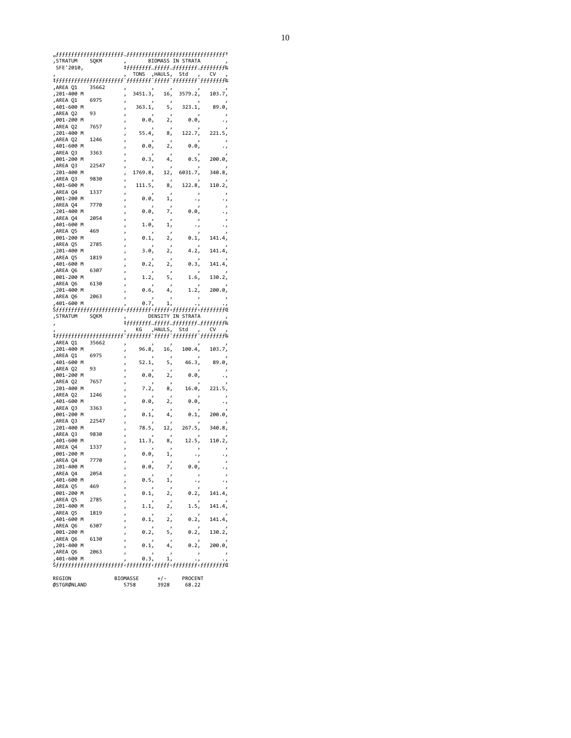| STRATUM SFE'2010 | SQKM | BIOMASS IN STRATA | | | |
|---|---|---|---|---|---|
| | | TONS | HAULS | Std | CV |
| AREA Q1 201-400 M | 35662 | 3451.3 | 16 | 3579.2 | 103.7 |
| AREA Q1 401-600 M | 6975 | 363.1 | 5 | 323.1 | 89.0 |
| AREA Q2 001-200 M | 93 | 0.0 | 2 | 0.0 | . |
| AREA Q2 201-400 M | 7657 | 55.4 | 8 | 122.7 | 221.5 |
| AREA Q2 401-600 M | 1246 | 0.0 | 2 | 0.0 | . |
| AREA Q3 001-200 M | 3363 | 0.3 | 4 | 0.5 | 200.0 |
| AREA Q3 201-400 M | 22547 | 1769.8 | 12 | 6031.7 | 340.8 |
| AREA Q3 401-600 M | 9830 | 111.5 | 8 | 122.8 | 110.2 |
| AREA Q4 001-200 M | 1337 | 0.0 | 1 | . | . |
| AREA Q4 201-400 M | 7770 | 0.0 | 7 | 0.0 | . |
| AREA Q4 401-600 M | 2054 | 1.0 | 1 | . | . |
| AREA Q5 001-200 M | 469 | 0.1 | 2 | 0.1 | 141.4 |
| AREA Q5 201-400 M | 2785 | 3.0 | 2 | 4.2 | 141.4 |
| AREA Q5 401-600 M | 1819 | 0.2 | 2 | 0.3 | 141.4 |
| AREA Q6 001-200 M | 6307 | 1.2 | 5 | 1.6 | 130.2 |
| AREA Q6 201-400 M | 6130 | 0.6 | 4 | 1.2 | 200.0 |
| AREA Q6 401-600 M | 2063 | 0.7 | 1 | . | . |

| STRATUM | SQKM | DENSITY IN STRATA | | | |
|---|---|---|---|---|---|
| | | KG | HAULS | Std | CV |
| AREA Q1 201-400 M | 35662 | 96.8 | 16 | 100.4 | 103.7 |
| AREA Q1 401-600 M | 6975 | 52.1 | 5 | 46.3 | 89.0 |
| AREA Q2 001-200 M | 93 | 0.0 | 2 | 0.0 | . |
| AREA Q2 201-400 M | 7657 | 7.2 | 8 | 16.0 | 221.5 |
| AREA Q2 401-600 M | 1246 | 0.0 | 2 | 0.0 | . |
| AREA Q3 001-200 M | 3363 | 0.1 | 4 | 0.1 | 200.0 |
| AREA Q3 201-400 M | 22547 | 78.5 | 12 | 267.5 | 340.8 |
| AREA Q3 401-600 M | 9830 | 11.3 | 8 | 12.5 | 110.2 |
| AREA Q4 001-200 M | 1337 | 0.0 | 1 | . | . |
| AREA Q4 201-400 M | 7770 | 0.0 | 7 | 0.0 | . |
| AREA Q4 401-600 M | 2054 | 0.5 | 1 | . | . |
| AREA Q5 001-200 M | 469 | 0.1 | 2 | 0.2 | 141.4 |
| AREA Q5 201-400 M | 2785 | 1.1 | 2 | 1.5 | 141.4 |
| AREA Q5 401-600 M | 1819 | 0.1 | 2 | 0.2 | 141.4 |
| AREA Q6 001-200 M | 6307 | 0.2 | 5 | 0.2 | 130.2 |
| AREA Q6 201-400 M | 6130 | 0.1 | 4 | 0.2 | 200.0 |
| AREA Q6 401-600 M | 2063 | 0.3 | 1 | . | . |

| REGION | BIOMASSE | +/- | PROCENT |
|---|---|---|---|
| ØSTGRØNLAND | 5758 | 3928 | 68.22 |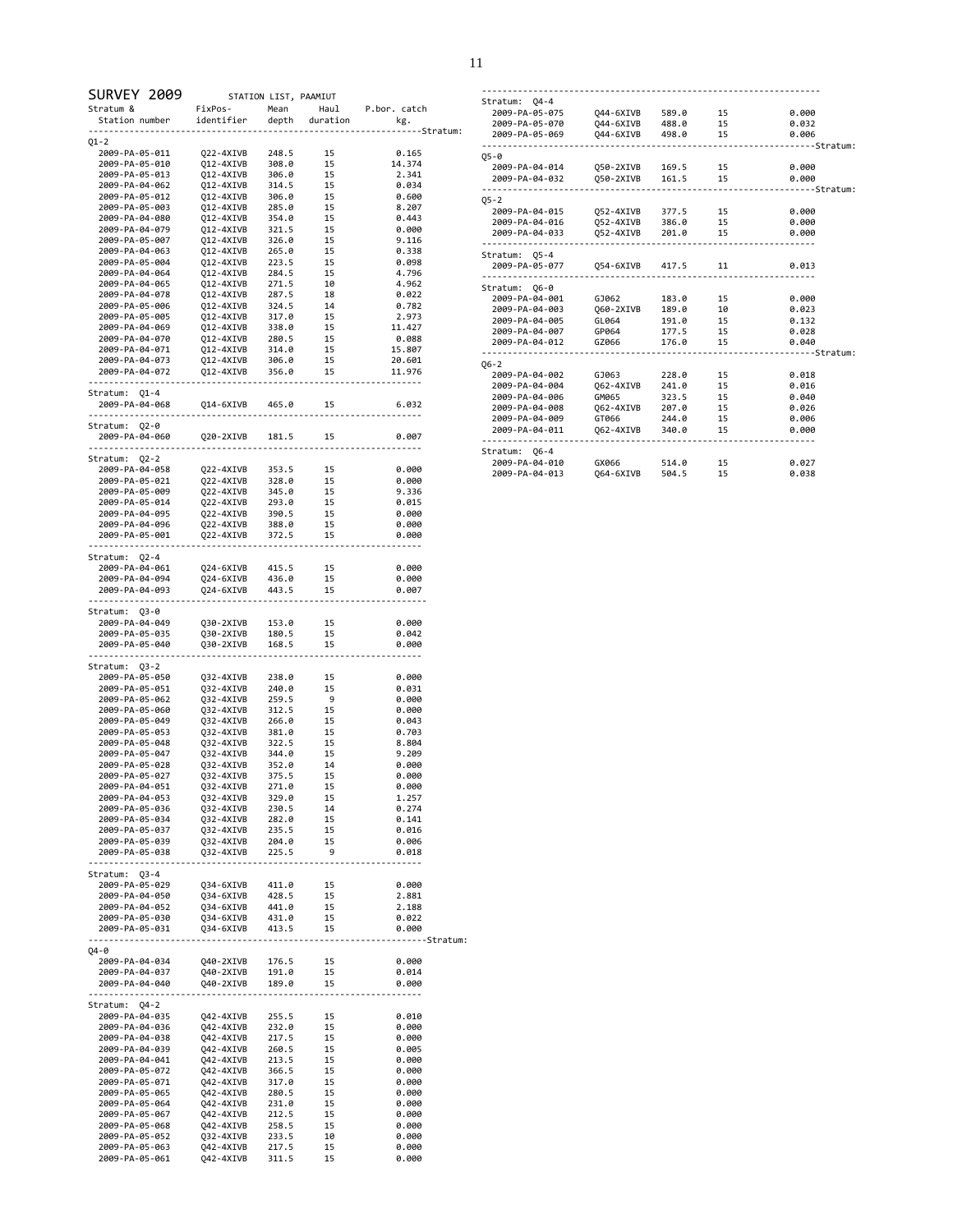## SURVEY 2009

STATION LIST, PAAMIUT

| Stratum & Station number | FixPos- identifier | Mean depth | Haul duration | P.bor. catch kg. |
|---|---|---|---|---|
| **Stratum: Q1-2** | | | | |
| 2009-PA-05-011 | Q22-4XIVB | 248.5 | 15 | 0.165 |
| 2009-PA-05-010 | Q12-4XIVB | 308.0 | 15 | 14.374 |
| 2009-PA-05-013 | Q12-4XIVB | 306.0 | 15 | 2.341 |
| 2009-PA-04-062 | Q12-4XIVB | 314.5 | 15 | 0.034 |
| 2009-PA-05-012 | Q12-4XIVB | 306.0 | 15 | 0.600 |
| 2009-PA-05-003 | Q12-4XIVB | 285.0 | 15 | 8.207 |
| 2009-PA-04-080 | Q12-4XIVB | 354.0 | 15 | 0.443 |
| 2009-PA-04-079 | Q12-4XIVB | 321.5 | 15 | 0.000 |
| 2009-PA-05-007 | Q12-4XIVB | 326.0 | 15 | 9.116 |
| 2009-PA-04-063 | Q12-4XIVB | 265.0 | 15 | 0.338 |
| 2009-PA-05-004 | Q12-4XIVB | 223.5 | 15 | 0.098 |
| 2009-PA-04-064 | Q12-4XIVB | 284.5 | 15 | 4.796 |
| 2009-PA-04-065 | Q12-4XIVB | 271.5 | 10 | 4.962 |
| 2009-PA-04-078 | Q12-4XIVB | 287.5 | 18 | 0.022 |
| 2009-PA-05-006 | Q12-4XIVB | 324.5 | 14 | 0.782 |
| 2009-PA-05-005 | Q12-4XIVB | 317.0 | 15 | 2.973 |
| 2009-PA-04-069 | Q12-4XIVB | 338.0 | 15 | 11.427 |
| 2009-PA-04-070 | Q12-4XIVB | 280.5 | 15 | 0.088 |
| 2009-PA-04-071 | Q12-4XIVB | 314.0 | 15 | 15.807 |
| 2009-PA-04-073 | Q12-4XIVB | 306.0 | 15 | 20.601 |
| 2009-PA-04-072 | Q12-4XIVB | 356.0 | 15 | 11.976 |
| **Stratum: Q1-4** | | | | |
| 2009-PA-04-068 | Q14-6XIVB | 465.0 | 15 | 6.032 |
| **Stratum: Q2-0** | | | | |
| 2009-PA-04-060 | Q20-2XIVB | 181.5 | 15 | 0.007 |
| **Stratum: Q2-2** | | | | |
| 2009-PA-04-058 | Q22-4XIVB | 353.5 | 15 | 0.000 |
| 2009-PA-05-021 | Q22-4XIVB | 328.0 | 15 | 0.000 |
| 2009-PA-05-009 | Q22-4XIVB | 345.0 | 15 | 9.336 |
| 2009-PA-05-014 | Q22-4XIVB | 293.0 | 15 | 0.015 |
| 2009-PA-04-095 | Q22-4XIVB | 390.5 | 15 | 0.000 |
| 2009-PA-04-096 | Q22-4XIVB | 388.0 | 15 | 0.000 |
| 2009-PA-05-001 | Q22-4XIVB | 372.5 | 15 | 0.000 |
| **Stratum: Q2-4** | | | | |
| 2009-PA-04-061 | Q24-6XIVB | 415.5 | 15 | 0.000 |
| 2009-PA-04-094 | Q24-6XIVB | 436.0 | 15 | 0.000 |
| 2009-PA-04-093 | Q24-6XIVB | 443.5 | 15 | 0.007 |
| **Stratum: Q3-0** | | | | |
| 2009-PA-04-049 | Q30-2XIVB | 153.0 | 15 | 0.000 |
| 2009-PA-05-035 | Q30-2XIVB | 180.5 | 15 | 0.042 |
| 2009-PA-05-040 | Q30-2XIVB | 168.5 | 15 | 0.000 |
| **Stratum: Q3-2** | | | | |
| 2009-PA-05-050 | Q32-4XIVB | 238.0 | 15 | 0.000 |
| 2009-PA-05-051 | Q32-4XIVB | 240.0 | 15 | 0.031 |
| 2009-PA-05-062 | Q32-4XIVB | 259.5 | 9 | 0.000 |
| 2009-PA-05-060 | Q32-4XIVB | 312.5 | 15 | 0.000 |
| 2009-PA-05-049 | Q32-4XIVB | 266.0 | 15 | 0.043 |
| 2009-PA-05-053 | Q32-4XIVB | 381.0 | 15 | 0.703 |
| 2009-PA-05-048 | Q32-4XIVB | 322.5 | 15 | 8.804 |
| 2009-PA-05-047 | Q32-4XIVB | 344.0 | 15 | 9.209 |
| 2009-PA-05-028 | Q32-4XIVB | 352.0 | 14 | 0.000 |
| 2009-PA-05-027 | Q32-4XIVB | 375.5 | 15 | 0.000 |
| 2009-PA-04-051 | Q32-4XIVB | 271.0 | 15 | 0.000 |
| 2009-PA-04-053 | Q32-4XIVB | 329.0 | 15 | 1.257 |
| 2009-PA-05-036 | Q32-4XIVB | 230.5 | 14 | 0.274 |
| 2009-PA-05-034 | Q32-4XIVB | 282.0 | 15 | 0.141 |
| 2009-PA-05-037 | Q32-4XIVB | 235.5 | 15 | 0.016 |
| 2009-PA-05-039 | Q32-4XIVB | 204.0 | 15 | 0.006 |
| 2009-PA-05-038 | Q32-4XIVB | 225.5 | 9 | 0.018 |
| **Stratum: Q3-4** | | | | |
| 2009-PA-05-029 | Q34-6XIVB | 411.0 | 15 | 0.000 |
| 2009-PA-04-050 | Q34-6XIVB | 428.5 | 15 | 2.881 |
| 2009-PA-04-052 | Q34-6XIVB | 441.0 | 15 | 2.188 |
| 2009-PA-05-030 | Q34-6XIVB | 431.0 | 15 | 0.022 |
| 2009-PA-05-031 | Q34-6XIVB | 413.5 | 15 | 0.000 |
| **Stratum: Q4-0** | | | | |
| 2009-PA-04-034 | Q40-2XIVB | 176.5 | 15 | 0.000 |
| 2009-PA-04-037 | Q40-2XIVB | 191.0 | 15 | 0.014 |
| 2009-PA-04-040 | Q40-2XIVB | 189.0 | 15 | 0.000 |
| **Stratum: Q4-2** | | | | |
| 2009-PA-04-035 | Q42-4XIVB | 255.5 | 15 | 0.010 |
| 2009-PA-04-036 | Q42-4XIVB | 232.0 | 15 | 0.000 |
| 2009-PA-04-038 | Q42-4XIVB | 217.5 | 15 | 0.000 |
| 2009-PA-04-039 | Q42-4XIVB | 260.5 | 15 | 0.005 |
| 2009-PA-04-041 | Q42-4XIVB | 213.5 | 15 | 0.000 |
| 2009-PA-05-072 | Q42-4XIVB | 366.5 | 15 | 0.000 |
| 2009-PA-05-071 | Q42-4XIVB | 317.0 | 15 | 0.000 |
| 2009-PA-05-065 | Q42-4XIVB | 280.5 | 15 | 0.000 |
| 2009-PA-05-064 | Q42-4XIVB | 231.0 | 15 | 0.000 |
| 2009-PA-05-067 | Q42-4XIVB | 212.5 | 15 | 0.000 |
| 2009-PA-05-068 | Q42-4XIVB | 258.5 | 15 | 0.000 |
| 2009-PA-05-052 | Q32-4XIVB | 233.5 | 10 | 0.000 |
| 2009-PA-05-063 | Q42-4XIVB | 217.5 | 15 | 0.000 |
| 2009-PA-05-061 | Q42-4XIVB | 311.5 | 15 | 0.000 |
| **Stratum: Q4-4** | | | | |
| 2009-PA-05-075 | Q44-6XIVB | 589.0 | 15 | 0.000 |
| 2009-PA-05-070 | Q44-6XIVB | 488.0 | 15 | 0.032 |
| 2009-PA-05-069 | Q44-6XIVB | 498.0 | 15 | 0.006 |
| **Stratum: Q5-0** | | | | |
| 2009-PA-04-014 | Q50-2XIVB | 169.5 | 15 | 0.000 |
| 2009-PA-04-032 | Q50-2XIVB | 161.5 | 15 | 0.000 |
| **Stratum: Q5-2** | | | | |
| 2009-PA-04-015 | Q52-4XIVB | 377.5 | 15 | 0.000 |
| 2009-PA-04-016 | Q52-4XIVB | 386.0 | 15 | 0.000 |
| 2009-PA-04-033 | Q52-4XIVB | 201.0 | 15 | 0.000 |
| **Stratum: Q5-4** | | | | |
| 2009-PA-05-077 | Q54-6XIVB | 417.5 | 11 | 0.013 |
| **Stratum: Q6-0** | | | | |
| 2009-PA-04-001 | GJ062 | 183.0 | 15 | 0.000 |
| 2009-PA-04-003 | Q60-2XIVB | 189.0 | 10 | 0.023 |
| 2009-PA-04-005 | GL064 | 191.0 | 15 | 0.132 |
| 2009-PA-04-007 | GP064 | 177.5 | 15 | 0.028 |
| 2009-PA-04-012 | GZ066 | 176.0 | 15 | 0.040 |
| **Stratum: Q6-2** | | | | |
| 2009-PA-04-002 | GJ063 | 228.0 | 15 | 0.018 |
| 2009-PA-04-004 | Q62-4XIVB | 241.0 | 15 | 0.016 |
| 2009-PA-04-006 | GM065 | 323.5 | 15 | 0.040 |
| 2009-PA-04-008 | Q62-4XIVB | 207.0 | 15 | 0.026 |
| 2009-PA-04-009 | GT066 | 244.0 | 15 | 0.006 |
| 2009-PA-04-011 | Q62-4XIVB | 340.0 | 15 | 0.000 |
| **Stratum: Q6-4** | | | | |
| 2009-PA-04-010 | GX066 | 514.0 | 15 | 0.027 |
| 2009-PA-04-013 | Q64-6XIVB | 504.5 | 15 | 0.038 |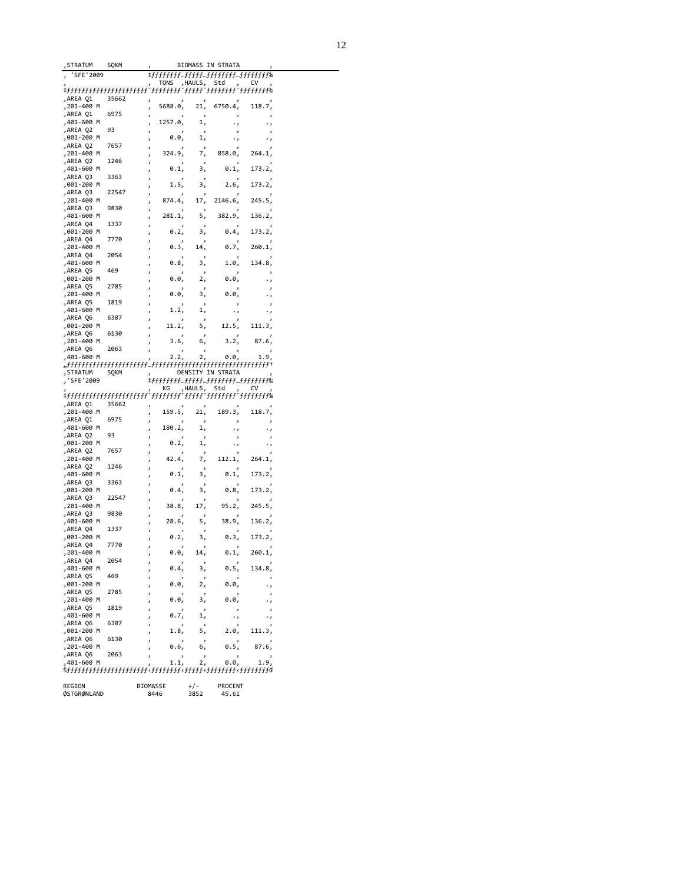| STRATUM | SQKM | BIOMASS IN STRATA | | | |
|---|---|---|---|---|---|
| 'SFE'2009 | | TONS | HAULS | Std | CV |
| AREA Q1 201-400 M | 35662 | 5688.0 | 21 | 6750.4 | 118.7 |
| AREA Q1 401-600 M | 6975 | 1257.0 | 1 | . | . |
| AREA Q2 001-200 M | 93 | 0.0 | 1 | . | . |
| AREA Q2 201-400 M | 7657 | 324.9 | 7 | 858.0 | 264.1 |
| AREA Q2 401-600 M | 1246 | 0.1 | 3 | 0.1 | 173.2 |
| AREA Q3 001-200 M | 3363 | 1.5 | 3 | 2.6 | 173.2 |
| AREA Q3 201-400 M | 22547 | 874.4 | 17 | 2146.6 | 245.5 |
| AREA Q3 401-600 M | 9830 | 281.1 | 5 | 382.9 | 136.2 |
| AREA Q4 001-200 M | 1337 | 0.2 | 3 | 0.4 | 173.2 |
| AREA Q4 201-400 M | 7770 | 0.3 | 14 | 0.7 | 260.1 |
| AREA Q4 401-600 M | 2054 | 0.8 | 3 | 1.0 | 134.8 |
| AREA Q5 001-200 M | 469 | 0.0 | 2 | 0.0 | . |
| AREA Q5 201-400 M | 2785 | 0.0 | 3 | 0.0 | . |
| AREA Q5 401-600 M | 1819 | 1.2 | 1 | . | . |
| AREA Q6 001-200 M | 6307 | 11.2 | 5 | 12.5 | 111.3 |
| AREA Q6 201-400 M | 6130 | 3.6 | 6 | 3.2 | 87.6 |
| AREA Q6 401-600 M | 2063 | 2.2 | 2 | 0.0 | 1.9 |

| STRATUM | SQKM | DENSITY IN STRATA | | | |
|---|---|---|---|---|---|
| 'SFE'2009 | | KG | HAULS | Std | CV |
| AREA Q1 201-400 M | 35662 | 159.5 | 21 | 189.3 | 118.7 |
| AREA Q1 401-600 M | 6975 | 180.2 | 1 | . | . |
| AREA Q2 001-200 M | 93 | 0.2 | 1 | . | . |
| AREA Q2 201-400 M | 7657 | 42.4 | 7 | 112.1 | 264.1 |
| AREA Q2 401-600 M | 1246 | 0.1 | 3 | 0.1 | 173.2 |
| AREA Q3 001-200 M | 3363 | 0.4 | 3 | 0.8 | 173.2 |
| AREA Q3 201-400 M | 22547 | 38.8 | 17 | 95.2 | 245.5 |
| AREA Q3 401-600 M | 9830 | 28.6 | 5 | 38.9 | 136.2 |
| AREA Q4 001-200 M | 1337 | 0.2 | 3 | 0.3 | 173.2 |
| AREA Q4 201-400 M | 7770 | 0.0 | 14 | 0.1 | 260.1 |
| AREA Q4 401-600 M | 2054 | 0.4 | 3 | 0.5 | 134.8 |
| AREA Q5 001-200 M | 469 | 0.0 | 2 | 0.0 | . |
| AREA Q5 201-400 M | 2785 | 0.0 | 3 | 0.0 | . |
| AREA Q5 401-600 M | 1819 | 0.7 | 1 | . | . |
| AREA Q6 001-200 M | 6307 | 1.8 | 5 | 2.0 | 111.3 |
| AREA Q6 201-400 M | 6130 | 0.6 | 6 | 0.5 | 87.6 |
| AREA Q6 401-600 M | 2063 | 1.1 | 2 | 0.0 | 1.9 |

| REGION | BIOMASSE | +/- | PROCENT |
|---|---|---|---|
| ØSTGRØNLAND | 8446 | 3852 | 45.61 |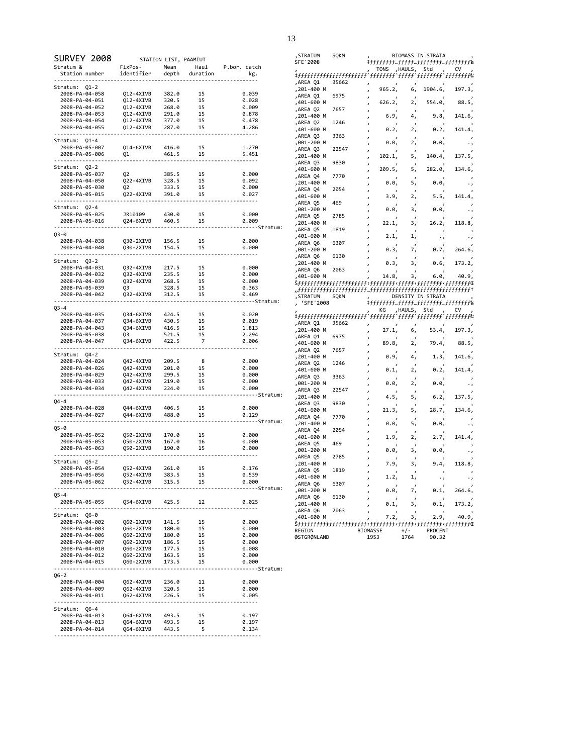## SURVEY 2008 — STATION LIST, PAAMIUT

| Stratum & Station number | FixPos-identifier | Mean depth | Haul duration | P.bor. catch kg. |
|---|---|---|---|---|
| **Stratum: Q1-2** | | | | |
| 2008-PA-04-058 | Q12-4XIVB | 382.0 | 15 | 0.039 |
| 2008-PA-04-051 | Q12-4XIVB | 320.5 | 15 | 0.028 |
| 2008-PA-04-052 | Q12-4XIVB | 268.0 | 15 | 0.009 |
| 2008-PA-04-053 | Q12-4XIVB | 291.0 | 15 | 0.878 |
| 2008-PA-04-054 | Q12-4XIVB | 377.0 | 15 | 0.478 |
| 2008-PA-04-055 | Q12-4XIVB | 287.0 | 15 | 4.286 |
| **Stratum: Q1-4** | | | | |
| 2008-PA-05-007 | Q14-6XIVB | 416.0 | 15 | 1.270 |
| 2008-PA-05-006 | Q1 | 461.5 | 15 | 5.451 |
| **Stratum: Q2-2** | | | | |
| 2008-PA-05-037 | Q2 | 385.5 | 15 | 0.000 |
| 2008-PA-04-050 | Q22-4XIVB | 328.5 | 15 | 0.092 |
| 2008-PA-05-030 | Q2 | 333.5 | 15 | 0.000 |
| 2008-PA-05-015 | Q22-4XIVB | 391.0 | 15 | 0.027 |
| **Stratum: Q2-4** | | | | |
| 2008-PA-05-025 | JR10109 | 430.0 | 15 | 0.000 |
| 2008-PA-05-016 | Q24-6XIVB | 460.5 | 15 | 0.009 |
| **Stratum: Q3-0** | | | | |
| 2008-PA-04-038 | Q30-2XIVB | 156.5 | 15 | 0.000 |
| 2008-PA-04-040 | Q30-2XIVB | 154.5 | 15 | 0.000 |
| **Stratum: Q3-2** | | | | |
| 2008-PA-04-031 | Q32-4XIVB | 217.5 | 15 | 0.000 |
| 2008-PA-04-032 | Q32-4XIVB | 235.5 | 15 | 0.000 |
| 2008-PA-04-039 | Q32-4XIVB | 268.5 | 15 | 0.000 |
| 2008-PA-05-039 | Q3 | 328.5 | 15 | 0.363 |
| 2008-PA-04-042 | Q32-4XIVB | 312.5 | 15 | 0.469 |
| **Stratum: Q3-4** | | | | |
| 2008-PA-04-035 | Q34-6XIVB | 424.5 | 15 | 0.020 |
| 2008-PA-04-037 | Q34-6XIVB | 430.5 | 15 | 0.019 |
| 2008-PA-04-043 | Q34-6XIVB | 416.5 | 15 | 1.813 |
| 2008-PA-05-038 | Q3 | 521.5 | 15 | 2.294 |
| 2008-PA-04-047 | Q34-6XIVB | 422.5 | 7 | 0.006 |
| **Stratum: Q4-2** | | | | |
| 2008-PA-04-024 | Q42-4XIVB | 209.5 | 8 | 0.000 |
| 2008-PA-04-026 | Q42-4XIVB | 201.0 | 15 | 0.000 |
| 2008-PA-04-029 | Q42-4XIVB | 299.5 | 15 | 0.000 |
| 2008-PA-04-033 | Q42-4XIVB | 219.0 | 15 | 0.000 |
| 2008-PA-04-034 | Q42-4XIVB | 224.0 | 15 | 0.000 |
| **Stratum: Q4-4** | | | | |
| 2008-PA-04-028 | Q44-6XIVB | 406.5 | 15 | 0.000 |
| 2008-PA-04-027 | Q44-6XIVB | 488.0 | 15 | 0.129 |
| **Stratum: Q5-0** | | | | |
| 2008-PA-05-052 | Q50-2XIVB | 170.0 | 15 | 0.000 |
| 2008-PA-05-053 | Q50-2XIVB | 167.0 | 16 | 0.000 |
| 2008-PA-05-063 | Q50-2XIVB | 190.0 | 15 | 0.000 |
| **Stratum: Q5-2** | | | | |
| 2008-PA-05-054 | Q52-4XIVB | 261.0 | 15 | 0.176 |
| 2008-PA-05-056 | Q52-4XIVB | 383.5 | 15 | 0.539 |
| 2008-PA-05-062 | Q52-4XIVB | 315.5 | 15 | 0.000 |
| **Stratum: Q5-4** | | | | |
| 2008-PA-05-055 | Q54-6XIVB | 425.5 | 12 | 0.025 |
| **Stratum: Q6-0** | | | | |
| 2008-PA-04-002 | Q60-2XIVB | 141.5 | 15 | 0.000 |
| 2008-PA-04-003 | Q60-2XIVB | 180.0 | 15 | 0.000 |
| 2008-PA-04-006 | Q60-2XIVB | 180.0 | 15 | 0.000 |
| 2008-PA-04-007 | Q60-2XIVB | 186.5 | 15 | 0.000 |
| 2008-PA-04-010 | Q60-2XIVB | 177.5 | 15 | 0.008 |
| 2008-PA-04-012 | Q60-2XIVB | 163.5 | 15 | 0.000 |
| 2008-PA-04-015 | Q60-2XIVB | 173.5 | 15 | 0.000 |
| **Stratum: Q6-2** | | | | |
| 2008-PA-04-004 | Q62-4XIVB | 236.0 | 11 | 0.000 |
| 2008-PA-04-009 | Q62-4XIVB | 320.5 | 15 | 0.000 |
| 2008-PA-04-011 | Q62-4XIVB | 226.5 | 15 | 0.005 |
| **Stratum: Q6-4** | | | | |
| 2008-PA-04-013 | Q64-6XIVB | 493.5 | 15 | 0.197 |
| 2008-PA-04-013 | Q64-6XIVB | 493.5 | 15 | 0.197 |
| 2008-PA-04-014 | Q64-6XIVB | 443.5 | 5 | 0.134 |

### BIOMASS IN STRATA (SFE'2008)

| STRATUM | SQKM | TONS | HAULS | Std | CV |
|---|---|---|---|---|---|
| AREA Q1 201-400 M | 35662 | 965.2 | 6 | 1904.6 | 197.3 |
| AREA Q1 401-600 M | 6975 | 626.2 | 2 | 554.0 | 88.5 |
| AREA Q2 201-400 M | 7657 | 6.9 | 4 | 9.8 | 141.6 |
| AREA Q2 401-600 M | 1246 | 0.2 | 2 | 0.2 | 141.4 |
| AREA Q3 001-200 M | 3363 | 0.0 | 2 | 0.0 | . |
| AREA Q3 201-400 M | 22547 | 102.1 | 5 | 140.4 | 137.5 |
| AREA Q3 401-600 M | 9830 | 209.5 | 5 | 282.0 | 134.6 |
| AREA Q4 201-400 M | 7770 | 0.0 | 5 | 0.0 | . |
| AREA Q4 401-600 M | 2054 | 3.9 | 2 | 5.5 | 141.4 |
| AREA Q5 001-200 M | 469 | 0.0 | 3 | 0.0 | . |
| AREA Q5 201-400 M | 2785 | 22.1 | 3 | 26.2 | 118.8 |
| AREA Q5 401-600 M | 1819 | 2.1 | 1 | . | . |
| AREA Q6 001-200 M | 6307 | 0.3 | 7 | 0.7 | 264.6 |
| AREA Q6 201-400 M | 6130 | 0.3 | 3 | 0.6 | 173.2 |
| AREA Q6 401-600 M | 2063 | 14.8 | 3 | 6.0 | 40.9 |

### DENSITY IN STRATA ('SFE'2008)

| STRATUM | SQKM | KG | HAULS | Std | CV |
|---|---|---|---|---|---|
| AREA Q1 201-400 M | 35662 | 27.1 | 6 | 53.4 | 197.3 |
| AREA Q1 401-600 M | 6975 | 89.8 | 2 | 79.4 | 88.5 |
| AREA Q2 201-400 M | 7657 | 0.9 | 4 | 1.3 | 141.6 |
| AREA Q2 401-600 M | 1246 | 0.1 | 2 | 0.2 | 141.4 |
| AREA Q3 001-200 M | 3363 | 0.0 | 2 | 0.0 | . |
| AREA Q3 201-400 M | 22547 | 4.5 | 5 | 6.2 | 137.5 |
| AREA Q3 401-600 M | 9830 | 21.3 | 5 | 28.7 | 134.6 |
| AREA Q4 201-400 M | 7770 | 0.0 | 5 | 0.0 | . |
| AREA Q4 401-600 M | 2054 | 1.9 | 2 | 2.7 | 141.4 |
| AREA Q5 001-200 M | 469 | 0.0 | 3 | 0.0 | . |
| AREA Q5 201-400 M | 2785 | 7.9 | 3 | 9.4 | 118.8 |
| AREA Q5 401-600 M | 1819 | 1.2 | 1 | . | . |
| AREA Q6 001-200 M | 6307 | 0.0 | 7 | 0.1 | 264.6 |
| AREA Q6 201-400 M | 6130 | 0.1 | 3 | 0.1 | 173.2 |
| AREA Q6 401-600 M | 2063 | 7.2 | 3 | 2.9 | 40.9 |

| REGION | BIOMASSE | +/- | PROCENT |
|---|---|---|---|
| ØSTGRØNLAND | 1953 | 1764 | 90.32 |